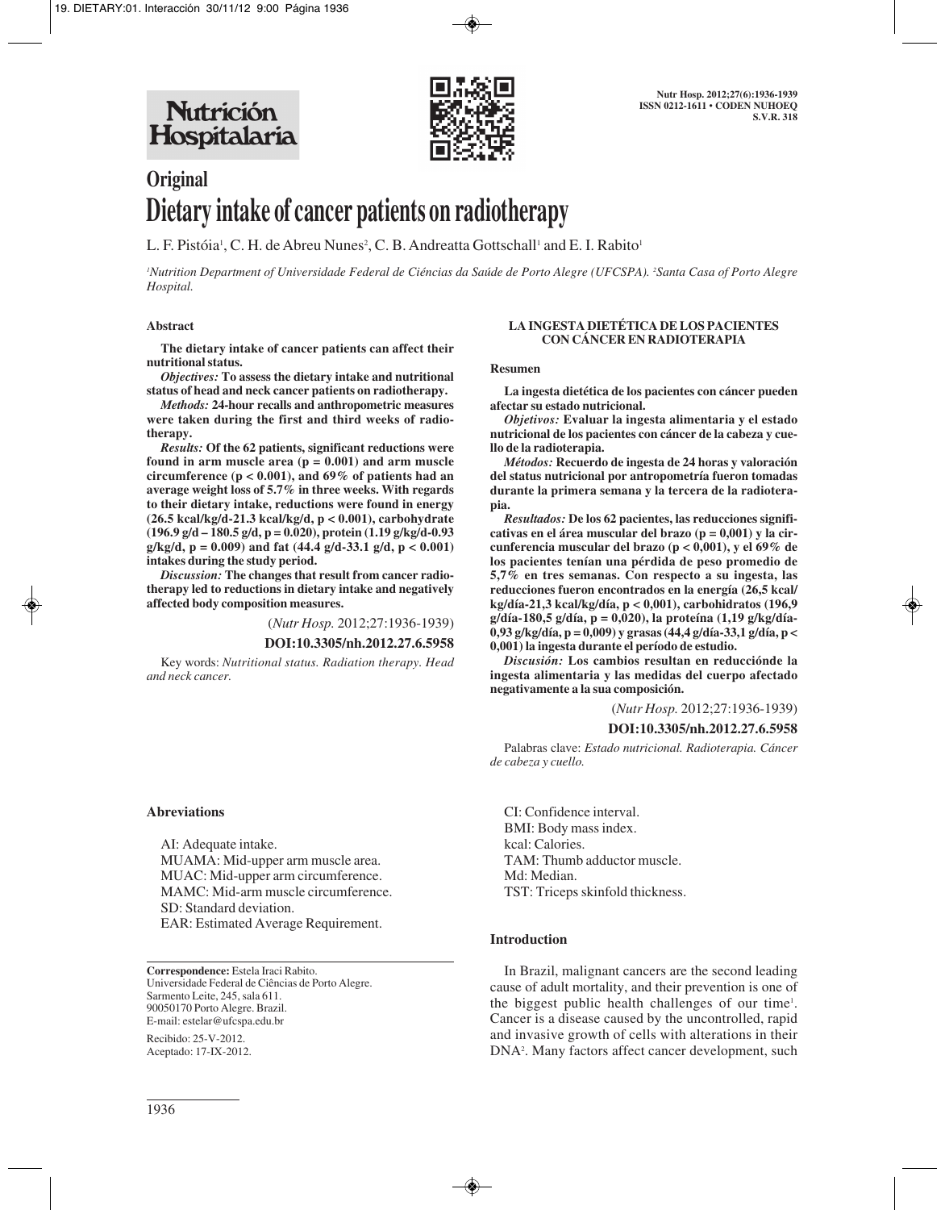# Original

# Dietary intake of cancer patients on radiotherapy

L. F. Pistóia[1], C. H. de Abreu Nunes[2], C. B. Andreatta Gottschall[1] and E. I. Rabito[1]

[1]*Nutrition Department of Universidade Federal de Ciéncias da Saúde de Porto Alegre (UFCSPA).* [2]*Santa Casa of Porto Alegre Hospital.*

### Abstract

**The dietary intake of cancer patients can affect their nutritional status.**

***Objectives:*** **To assess the dietary intake and nutritional status of head and neck cancer patients on radiotherapy.**

***Methods:*** **24-hour recalls and anthropometric measures were taken during the first and third weeks of radiotherapy.**

***Results:*** **Of the 62 patients, significant reductions were found in arm muscle area ($p = 0.001$) and arm muscle circumference ($p < 0.001$), and 69% of patients had an average weight loss of 5.7% in three weeks. With regards to their dietary intake, reductions were found in energy (26.5 kcal/kg/d-21.3 kcal/kg/d, $p < 0.001$), carbohydrate (196.9 g/d – 180.5 g/d, $p = 0.020$), protein (1.19 g/kg/d-0.93 g/kg/d, $p = 0.009$) and fat (44.4 g/d-33.1 g/d, $p < 0.001$) intakes during the study period.**

***Discussion:*** **The changes that result from cancer radiotherapy led to reductions in dietary intake and negatively affected body composition measures.**

(*Nutr Hosp.* 2012;27:1936-1939)

**DOI:10.3305/nh.2012.27.6.5958**

Key words: *Nutritional status. Radiation therapy. Head and neck cancer.*

### LA INGESTA DIETÉTICA DE LOS PACIENTES CON CÁNCER EN RADIOTERAPIA

### Resumen

**La ingesta dietética de los pacientes con cáncer pueden afectar su estado nutricional.**

***Objetivos:*** **Evaluar la ingesta alimentaria y el estado nutricional de los pacientes con cáncer de la cabeza y cuello de la radioterapia.**

***Métodos:*** **Recuerdo de ingesta de 24 horas y valoración del status nutricional por antropometría fueron tomadas durante la primera semana y la tercera de la radioterapia.**

***Resultados:*** **De los 62 pacientes, las reducciones significativas en el área muscular del brazo ($p = 0,001$) y la circunferencia muscular del brazo ($p < 0,001$), y el 69% de los pacientes tenían una pérdida de peso promedio de 5,7% en tres semanas. Con respecto a su ingesta, las reducciones fueron encontrados en la energía (26,5 kcal/kg/día-21,3 kcal/kg/día, $p < 0,001$), carbohidratos (196,9 g/día-180,5 g/día, $p = 0,020$), la proteína (1,19 g/kg/día-0,93 g/kg/día, $p = 0,009$) y grasas (44,4 g/día-33,1 g/día, $p < 0,001$) la ingesta durante el período de estudio.**

***Discusión:*** **Los cambios resultan en reducciónde la ingesta alimentaria y las medidas del cuerpo afectado negativamente a la sua composición.**

(*Nutr Hosp.* 2012;27:1936-1939)

**DOI:10.3305/nh.2012.27.6.5958**

Palabras clave: *Estado nutricional. Radioterapia. Cáncer de cabeza y cuello.*

### Abreviations

AI: Adequate intake.
MUAMA: Mid-upper arm muscle area.
MUAC: Mid-upper arm circumference.
MAMC: Mid-arm muscle circumference.
SD: Standard deviation.
EAR: Estimated Average Requirement.
CI: Confidence interval.
BMI: Body mass index.
kcal: Calories.
TAM: Thumb adductor muscle.
Md: Median.
TST: Triceps skinfold thickness.

**Correspondence:** Estela Iraci Rabito.
Universidade Federal de Ciências de Porto Alegre.
Sarmento Leite, 245, sala 611.
90050170 Porto Alegre. Brazil.
E-mail: estelar@ufcspa.edu.br

Recibido: 25-V-2012.
Aceptado: 17-IX-2012.

### Introduction

In Brazil, malignant cancers are the second leading cause of adult mortality, and their prevention is one of the biggest public health challenges of our time[1]. Cancer is a disease caused by the uncontrolled, rapid and invasive growth of cells with alterations in their DNA[2]. Many factors affect cancer development, such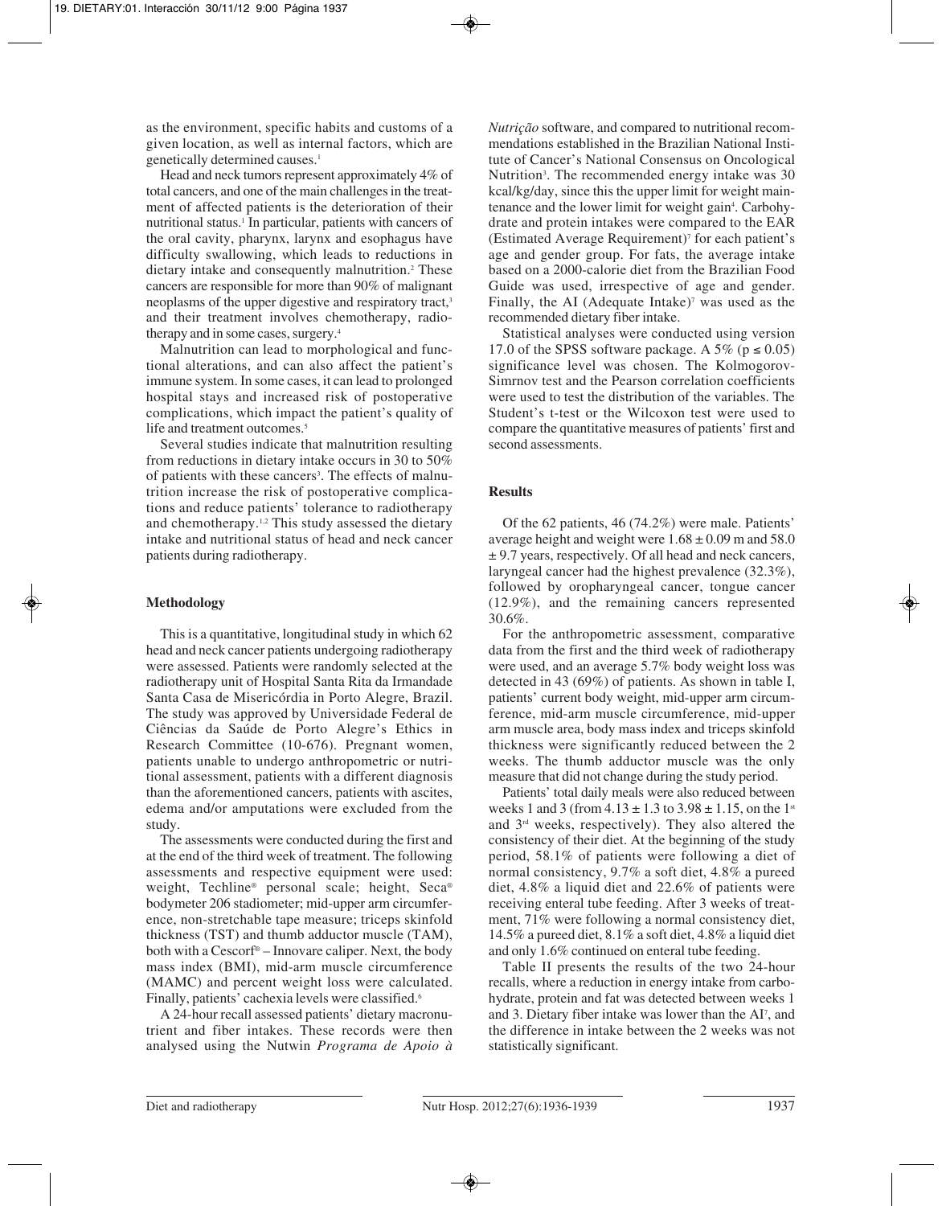as the environment, specific habits and customs of a given location, as well as internal factors, which are genetically determined causes.[1]

Head and neck tumors represent approximately 4% of total cancers, and one of the main challenges in the treatment of affected patients is the deterioration of their nutritional status.[1] In particular, patients with cancers of the oral cavity, pharynx, larynx and esophagus have difficulty swallowing, which leads to reductions in dietary intake and consequently malnutrition.[2] These cancers are responsible for more than 90% of malignant neoplasms of the upper digestive and respiratory tract,[3] and their treatment involves chemotherapy, radiotherapy and in some cases, surgery.[4]

Malnutrition can lead to morphological and functional alterations, and can also affect the patient's immune system. In some cases, it can lead to prolonged hospital stays and increased risk of postoperative complications, which impact the patient's quality of life and treatment outcomes.[5]

Several studies indicate that malnutrition resulting from reductions in dietary intake occurs in 30 to 50% of patients with these cancers[3]. The effects of malnutrition increase the risk of postoperative complications and reduce patients' tolerance to radiotherapy and chemotherapy.[1,2] This study assessed the dietary intake and nutritional status of head and neck cancer patients during radiotherapy.

## Methodology

This is a quantitative, longitudinal study in which 62 head and neck cancer patients undergoing radiotherapy were assessed. Patients were randomly selected at the radiotherapy unit of Hospital Santa Rita da Irmandade Santa Casa de Misericórdia in Porto Alegre, Brazil. The study was approved by Universidade Federal de Ciências da Saúde de Porto Alegre's Ethics in Research Committee (10-676). Pregnant women, patients unable to undergo anthropometric or nutritional assessment, patients with a different diagnosis than the aforementioned cancers, patients with ascites, edema and/or amputations were excluded from the study.

The assessments were conducted during the first and at the end of the third week of treatment. The following assessments and respective equipment were used: weight, Techline® personal scale; height, Seca® bodymeter 206 stadiometer; mid-upper arm circumference, non-stretchable tape measure; triceps skinfold thickness (TST) and thumb adductor muscle (TAM), both with a Cescorf® – Innovare caliper. Next, the body mass index (BMI), mid-arm muscle circumference (MAMC) and percent weight loss were calculated. Finally, patients' cachexia levels were classified.[6]

A 24-hour recall assessed patients' dietary macronutrient and fiber intakes. These records were then analysed using the Nutwin *Programa de Apoio à Nutrição* software, and compared to nutritional recommendations established in the Brazilian National Institute of Cancer's National Consensus on Oncological Nutrition[3]. The recommended energy intake was 30 kcal/kg/day, since this the upper limit for weight maintenance and the lower limit for weight gain[4]. Carbohydrate and protein intakes were compared to the EAR (Estimated Average Requirement)[7] for each patient's age and gender group. For fats, the average intake based on a 2000-calorie diet from the Brazilian Food Guide was used, irrespective of age and gender. Finally, the AI (Adequate Intake)[7] was used as the recommended dietary fiber intake.

Statistical analyses were conducted using version 17.0 of the SPSS software package. A 5% ($p \leq 0.05$) significance level was chosen. The Kolmogorov-Simrnov test and the Pearson correlation coefficients were used to test the distribution of the variables. The Student's t-test or the Wilcoxon test were used to compare the quantitative measures of patients' first and second assessments.

## Results

Of the 62 patients, 46 (74.2%) were male. Patients' average height and weight were $1.68 \pm 0.09$ m and $58.0 \pm 9.7$ years, respectively. Of all head and neck cancers, laryngeal cancer had the highest prevalence (32.3%), followed by oropharyngeal cancer, tongue cancer (12.9%), and the remaining cancers represented 30.6%.

For the anthropometric assessment, comparative data from the first and the third week of radiotherapy were used, and an average 5.7% body weight loss was detected in 43 (69%) of patients. As shown in table I, patients' current body weight, mid-upper arm circumference, mid-arm muscle circumference, mid-upper arm muscle area, body mass index and triceps skinfold thickness were significantly reduced between the 2 weeks. The thumb adductor muscle was the only measure that did not change during the study period.

Patients' total daily meals were also reduced between weeks 1 and 3 (from $4.13 \pm 1.3$ to $3.98 \pm 1.15$, on the 1st and 3rd weeks, respectively). They also altered the consistency of their diet. At the beginning of the study period, 58.1% of patients were following a diet of normal consistency, 9.7% a soft diet, 4.8% a pureed diet, 4.8% a liquid diet and 22.6% of patients were receiving enteral tube feeding. After 3 weeks of treatment, 71% were following a normal consistency diet, 14.5% a pureed diet, 8.1% a soft diet, 4.8% a liquid diet and only 1.6% continued on enteral tube feeding.

Table II presents the results of the two 24-hour recalls, where a reduction in energy intake from carbohydrate, protein and fat was detected between weeks 1 and 3. Dietary fiber intake was lower than the AI[7], and the difference in intake between the 2 weeks was not statistically significant.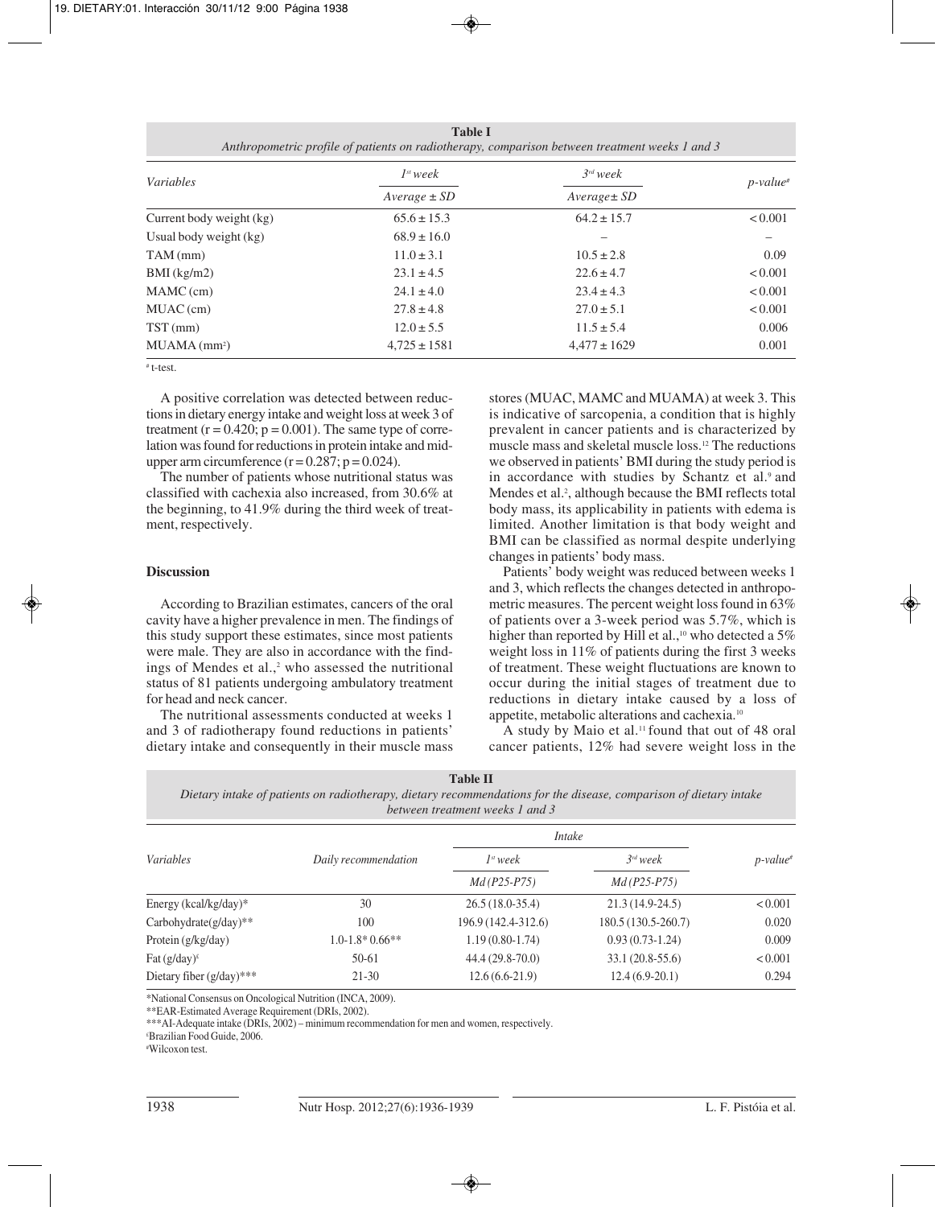**Table I**
*Anthropometric profile of patients on radiotherapy, comparison between treatment weeks 1 and 3*

| Variables | 1st week | 3rd week | p-value# |
|---|---|---|---|
| | Average ± SD | Average± SD | |
| Current body weight (kg) | 65.6 ± 15.3 | 64.2 ± 15.7 | < 0.001 |
| Usual body weight (kg) | 68.9 ± 16.0 | – | – |
| TAM (mm) | 11.0 ± 3.1 | 10.5 ± 2.8 | 0.09 |
| BMI (kg/m2) | 23.1 ± 4.5 | 22.6 ± 4.7 | < 0.001 |
| MAMC (cm) | 24.1 ± 4.0 | 23.4 ± 4.3 | < 0.001 |
| MUAC (cm) | 27.8 ± 4.8 | 27.0 ± 5.1 | < 0.001 |
| TST (mm) | 12.0 ± 5.5 | 11.5 ± 5.4 | 0.006 |
| MUAMA ($mm^2$) | 4,725 ± 1581 | 4,477 ± 1629 | 0.001 |

# t-test.

A positive correlation was detected between reductions in dietary energy intake and weight loss at week 3 of treatment ($r = 0.420$; $p = 0.001$). The same type of correlation was found for reductions in protein intake and mid-upper arm circumference ($r = 0.287$; $p = 0.024$).

The number of patients whose nutritional status was classified with cachexia also increased, from 30.6% at the beginning, to 41.9% during the third week of treatment, respectively.

## Discussion

According to Brazilian estimates, cancers of the oral cavity have a higher prevalence in men. The findings of this study support these estimates, since most patients were male. They are also in accordance with the findings of Mendes et al.,[2] who assessed the nutritional status of 81 patients undergoing ambulatory treatment for head and neck cancer.

The nutritional assessments conducted at weeks 1 and 3 of radiotherapy found reductions in patients' dietary intake and consequently in their muscle mass stores (MUAC, MAMC and MUAMA) at week 3. This is indicative of sarcopenia, a condition that is highly prevalent in cancer patients and is characterized by muscle mass and skeletal muscle loss.[12] The reductions we observed in patients' BMI during the study period is in accordance with studies by Schantz et al.[9] and Mendes et al.[2], although because the BMI reflects total body mass, its applicability in patients with edema is limited. Another limitation is that body weight and BMI can be classified as normal despite underlying changes in patients' body mass.

Patients' body weight was reduced between weeks 1 and 3, which reflects the changes detected in anthropometric measures. The percent weight loss found in 63% of patients over a 3-week period was 5.7%, which is higher than reported by Hill et al.,[10] who detected a 5% weight loss in 11% of patients during the first 3 weeks of treatment. These weight fluctuations are known to occur during the initial stages of treatment due to reductions in dietary intake caused by a loss of appetite, metabolic alterations and cachexia.[10]

A study by Maio et al.[11] found that out of 48 oral cancer patients, 12% had severe weight loss in the

**Table II**
*Dietary intake of patients on radiotherapy, dietary recommendations for the disease, comparison of dietary intake between treatment weeks 1 and 3*

| Variables | Daily recommendation | Intake | | p-value# |
|---|---|---|---|---|
| | | 1st week | 3rd week | |
| | | Md (P25-P75) | Md (P25-P75) | |
| Energy (kcal/kg/day)* | 30 | 26.5 (18.0-35.4) | 21.3 (14.9-24.5) | < 0.001 |
| Carbohydrate(g/day)** | 100 | 196.9 (142.4-312.6) | 180.5 (130.5-260.7) | 0.020 |
| Protein (g/kg/day) | 1.0-1.8* 0.66** | 1.19 (0.80-1.74) | 0.93 (0.73-1.24) | 0.009 |
| Fat (g/day)£ | 50-61 | 44.4 (29.8-70.0) | 33.1 (20.8-55.6) | < 0.001 |
| Dietary fiber (g/day)*** | 21-30 | 12.6 (6.6-21.9) | 12.4 (6.9-20.1) | 0.294 |

*National Consensus on Oncological Nutrition (INCA, 2009).
**EAR-Estimated Average Requirement (DRIs, 2002).
***AI-Adequate intake (DRIs, 2002) – minimum recommendation for men and women, respectively.
£Brazilian Food Guide, 2006.
#Wilcoxon test.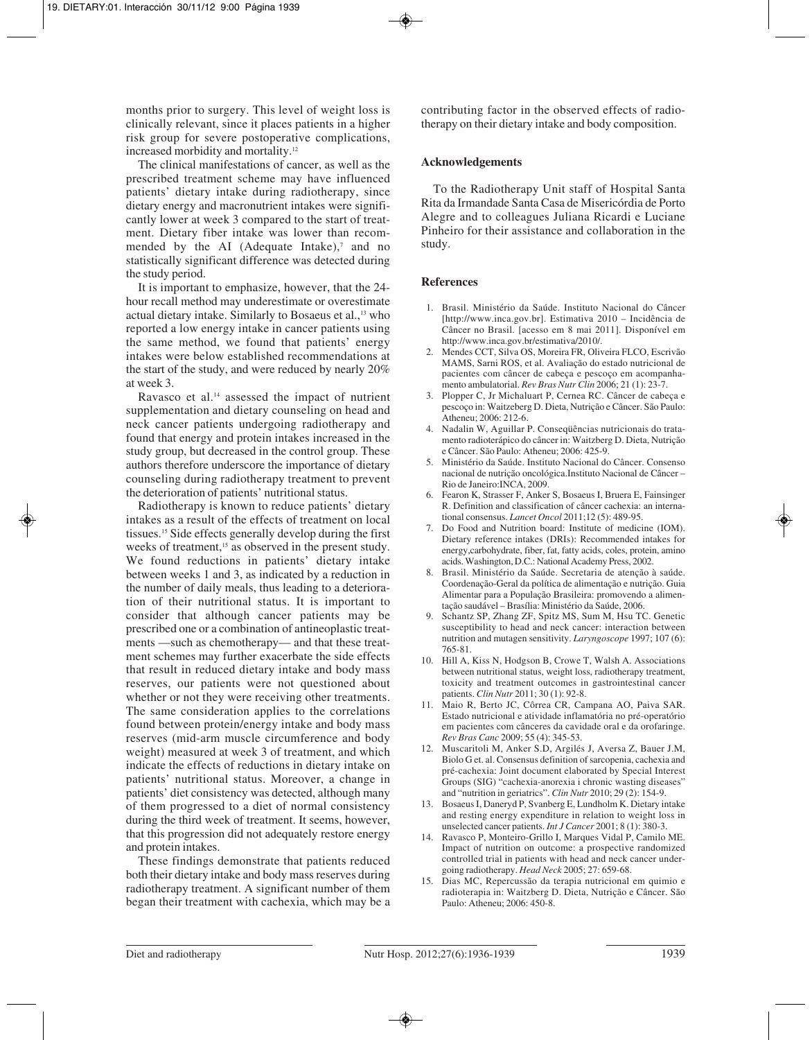months prior to surgery. This level of weight loss is clinically relevant, since it places patients in a higher risk group for severe postoperative complications, increased morbidity and mortality.[12]

The clinical manifestations of cancer, as well as the prescribed treatment scheme may have influenced patients' dietary intake during radiotherapy, since dietary energy and macronutrient intakes were significantly lower at week 3 compared to the start of treatment. Dietary fiber intake was lower than recommended by the AI (Adequate Intake),[7] and no statistically significant difference was detected during the study period.

It is important to emphasize, however, that the 24-hour recall method may underestimate or overestimate actual dietary intake. Similarly to Bosaeus et al.,[13] who reported a low energy intake in cancer patients using the same method, we found that patients' energy intakes were below established recommendations at the start of the study, and were reduced by nearly 20% at week 3.

Ravasco et al.[14] assessed the impact of nutrient supplementation and dietary counseling on head and neck cancer patients undergoing radiotherapy and found that energy and protein intakes increased in the study group, but decreased in the control group. These authors therefore underscore the importance of dietary counseling during radiotherapy treatment to prevent the deterioration of patients' nutritional status.

Radiotherapy is known to reduce patients' dietary intakes as a result of the effects of treatment on local tissues.[15] Side effects generally develop during the first weeks of treatment,[15] as observed in the present study. We found reductions in patients' dietary intake between weeks 1 and 3, as indicated by a reduction in the number of daily meals, thus leading to a deterioration of their nutritional status. It is important to consider that although cancer patients may be prescribed one or a combination of antineoplastic treatments —such as chemotherapy— and that these treatment schemes may further exacerbate the side effects that result in reduced dietary intake and body mass reserves, our patients were not questioned about whether or not they were receiving other treatments. The same consideration applies to the correlations found between protein/energy intake and body mass reserves (mid-arm muscle circumference and body weight) measured at week 3 of treatment, and which indicate the effects of reductions in dietary intake on patients' nutritional status. Moreover, a change in patients' diet consistency was detected, although many of them progressed to a diet of normal consistency during the third week of treatment. It seems, however, that this progression did not adequately restore energy and protein intakes.

These findings demonstrate that patients reduced both their dietary intake and body mass reserves during radiotherapy treatment. A significant number of them began their treatment with cachexia, which may be a contributing factor in the observed effects of radiotherapy on their dietary intake and body composition.

## Acknowledgements

To the Radiotherapy Unit staff of Hospital Santa Rita da Irmandade Santa Casa de Misericórdia de Porto Alegre and to colleagues Juliana Ricardi e Luciane Pinheiro for their assistance and collaboration in the study.

## References

1. Brasil. Ministério da Saúde. Instituto Nacional do Câncer [http://www.inca.gov.br]. Estimativa 2010 – Incidência de Câncer no Brasil. [acesso em 8 mai 2011]. Disponível em http://www.inca.gov.br/estimativa/2010/.
2. Mendes CCT, Silva OS, Moreira FR, Oliveira FLCO, Escrivão MAMS, Sarni ROS, et al. Avaliação do estado nutricional de pacientes com câncer de cabeça e pescoço em acompanhamento ambulatorial. *Rev Bras Nutr Clin* 2006; 21 (1): 23-7.
3. Plopper C, Jr Michaluart P, Cernea RC. Câncer de cabeça e pescoço in: Waitzeberg D. Dieta, Nutrição e Câncer. São Paulo: Atheneu; 2006: 212-6.
4. Nadalin W, Aguillar P. Conseqüências nutricionais do tratamento radioterápico do câncer in: Waitzberg D. Dieta, Nutrição e Câncer. São Paulo: Atheneu; 2006: 425-9.
5. Ministério da Saúde. Instituto Nacional do Câncer. Consenso nacional de nutrição oncológica.Instituto Nacional de Câncer – Rio de Janeiro:INCA, 2009.
6. Fearon K, Strasser F, Anker S, Bosaeus I, Bruera E, Fainsinger R. Definition and classification of câncer cachexia: an international consensus. *Lancet Oncol* 2011;12 (5): 489-95.
7. Do Food and Nutrition board: Institute of medicine (IOM). Dietary reference intakes (DRIs): Recommended intakes for energy,carbohydrate, fiber, fat, fatty acids, coles, protein, amino acids. Washington, D.C.: National Academy Press, 2002.
8. Brasil. Ministério da Saúde. Secretaria de atenção à saúde. Coordenação-Geral da política de alimentação e nutrição. Guia Alimentar para a População Brasileira: promovendo a alimentação saudável – Brasília: Ministério da Saúde, 2006.
9. Schantz SP, Zhang ZF, Spitz MS, Sum M, Hsu TC. Genetic susceptibility to head and neck cancer: interaction between nutrition and mutagen sensitivity. *Laryngoscope* 1997; 107 (6): 765-81.
10. Hill A, Kiss N, Hodgson B, Crowe T, Walsh A. Associations between nutritional status, weight loss, radiotherapy treatment, toxicity and treatment outcomes in gastrointestinal cancer patients. *Clin Nutr* 2011; 30 (1): 92-8.
11. Maio R, Berto JC, Côrrea CR, Campana AO, Paiva SAR. Estado nutricional e atividade inflamatória no pré-operatório em pacientes com cânceres da cavidade oral e da orofaringe. *Rev Bras Canc* 2009; 55 (4): 345-53.
12. Muscaritoli M, Anker S.D, Argilés J, Aversa Z, Bauer J.M, Biolo G et. al. Consensus definition of sarcopenia, cachexia and pré-cachexia: Joint document elaborated by Special Interest Groups (SIG) "cachexia-anorexia i chronic wasting diseases" and "nutrition in geriatrics". *Clin Nutr* 2010; 29 (2): 154-9.
13. Bosaeus I, Daneryd P, Svanberg E, Lundholm K. Dietary intake and resting energy expenditure in relation to weight loss in unselected cancer patients. *Int J Cancer* 2001; 8 (1): 380-3.
14. Ravasco P, Monteiro-Grillo I, Marques Vidal P, Camilo ME. Impact of nutrition on outcome: a prospective randomized controlled trial in patients with head and neck cancer undergoing radiotherapy. *Head Neck* 2005; 27: 659-68.
15. Dias MC, Repercussão da terapia nutricional em quimio e radioterapia in: Waitzberg D. Dieta, Nutrição e Câncer. São Paulo: Atheneu; 2006: 450-8.